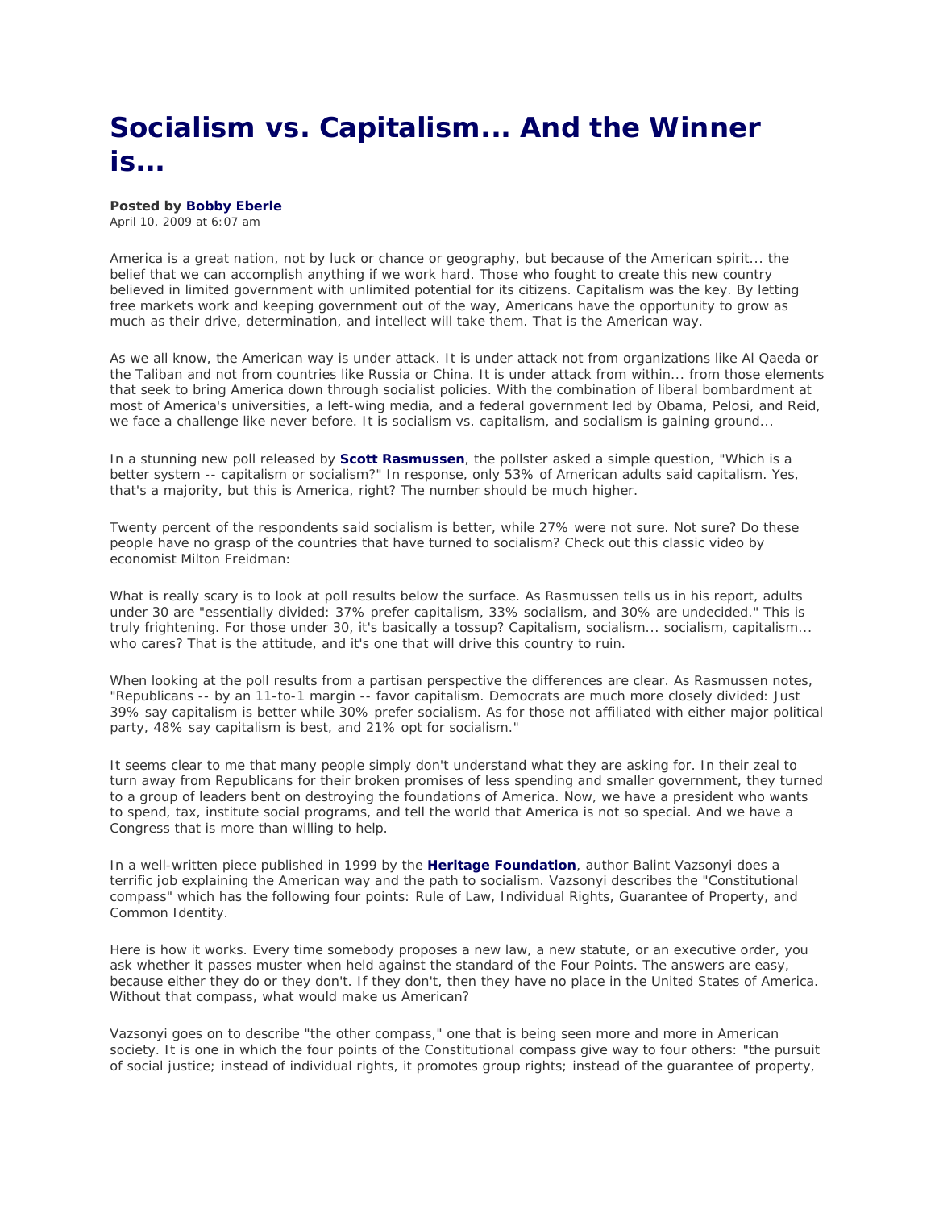# Socialism vs. Capitalism... And the Winner is...

**Posted by Bobby Eberle**
April 10, 2009 at 6:07 am

America is a great nation, not by luck or chance or geography, but because of the American spirit... the belief that we can accomplish anything if we work hard. Those who fought to create this new country believed in limited government with unlimited potential for its citizens. Capitalism was the key. By letting free markets work and keeping government out of the way, Americans have the opportunity to grow as much as their drive, determination, and intellect will take them. That is the American way.

As we all know, the American way is under attack. It is under attack not from organizations like Al Qaeda or the Taliban and not from countries like Russia or China. It is under attack from within... from those elements that seek to bring America down through socialist policies. With the combination of liberal bombardment at most of America's universities, a left-wing media, and a federal government led by Obama, Pelosi, and Reid, we face a challenge like never before. It is socialism vs. capitalism, and socialism is gaining ground...

In a stunning new poll released by **Scott Rasmussen**, the pollster asked a simple question, "Which is a better system -- capitalism or socialism?" In response, only 53% of American adults said capitalism. Yes, that's a majority, but this is America, right? The number should be much higher.

Twenty percent of the respondents said socialism is better, while 27% were not sure. Not sure? Do these people have no grasp of the countries that have turned to socialism? Check out this classic video by economist Milton Freidman:

What is really scary is to look at poll results below the surface. As Rasmussen tells us in his report, adults under 30 are "essentially divided: 37% prefer capitalism, 33% socialism, and 30% are undecided." This is truly frightening. For those under 30, it's basically a tossup? Capitalism, socialism... socialism, capitalism... who cares? That is the attitude, and it's one that will drive this country to ruin.

When looking at the poll results from a partisan perspective the differences are clear. As Rasmussen notes, "Republicans -- by an 11-to-1 margin -- favor capitalism. Democrats are much more closely divided: Just 39% say capitalism is better while 30% prefer socialism. As for those not affiliated with either major political party, 48% say capitalism is best, and 21% opt for socialism."

It seems clear to me that many people simply don't understand what they are asking for. In their zeal to turn away from Republicans for their broken promises of less spending and smaller government, they turned to a group of leaders bent on destroying the foundations of America. Now, we have a president who wants to spend, tax, institute social programs, and tell the world that America is not so special. And we have a Congress that is more than willing to help.

In a well-written piece published in 1999 by the **Heritage Foundation**, author Balint Vazsonyi does a terrific job explaining the American way and the path to socialism. Vazsonyi describes the "Constitutional compass" which has the following four points: Rule of Law, Individual Rights, Guarantee of Property, and Common Identity.

Here is how it works. Every time somebody proposes a new law, a new statute, or an executive order, you ask whether it passes muster when held against the standard of the Four Points. The answers are easy, because either they do or they don't. If they don't, then they have no place in the United States of America. Without that compass, what would make us American?

Vazsonyi goes on to describe "the other compass," one that is being seen more and more in American society. It is one in which the four points of the Constitutional compass give way to four others: "the pursuit of social justice; instead of individual rights, it promotes group rights; instead of the guarantee of property,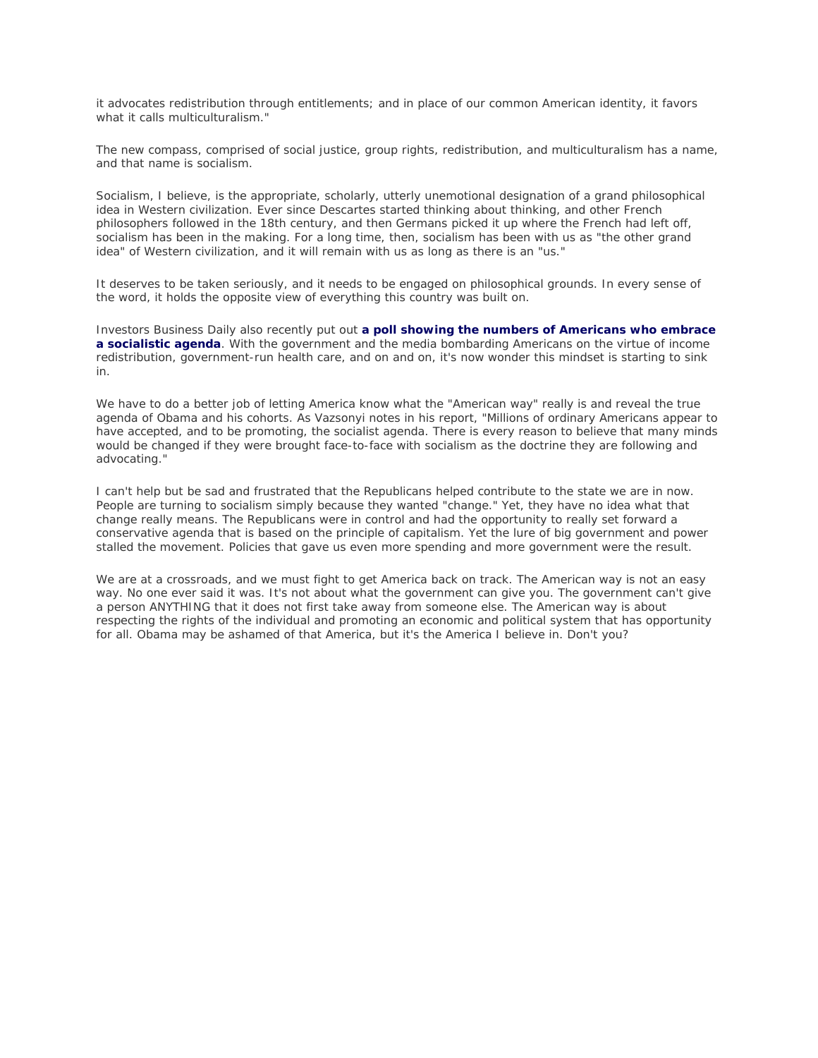it advocates redistribution through entitlements; and in place of our common American identity, it favors what it calls multiculturalism."

The new compass, comprised of social justice, group rights, redistribution, and multiculturalism has a name, and that name is socialism.

Socialism, I believe, is the appropriate, scholarly, utterly unemotional designation of a grand philosophical idea in Western civilization. Ever since Descartes started thinking about thinking, and other French philosophers followed in the 18th century, and then Germans picked it up where the French had left off, socialism has been in the making. For a long time, then, socialism has been with us as "the other grand idea" of Western civilization, and it will remain with us as long as there is an "us."

It deserves to be taken seriously, and it needs to be engaged on philosophical grounds. In every sense of the word, it holds the opposite view of everything this country was built on.

Investors Business Daily also recently put out **a poll showing the numbers of Americans who embrace a socialistic agenda**. With the government and the media bombarding Americans on the virtue of income redistribution, government-run health care, and on and on, it's now wonder this mindset is starting to sink in.

We have to do a better job of letting America know what the "American way" really is and reveal the true agenda of Obama and his cohorts. As Vazsonyi notes in his report, "Millions of ordinary Americans appear to have accepted, and to be promoting, the socialist agenda. There is every reason to believe that many minds would be changed if they were brought face-to-face with socialism as the doctrine they are following and advocating."

I can't help but be sad and frustrated that the Republicans helped contribute to the state we are in now. People are turning to socialism simply because they wanted "change." Yet, they have no idea what that change really means. The Republicans were in control and had the opportunity to really set forward a conservative agenda that is based on the principle of capitalism. Yet the lure of big government and power stalled the movement. Policies that gave us even more spending and more government were the result.

We are at a crossroads, and we must fight to get America back on track. The American way is not an easy way. No one ever said it was. It's not about what the government can give you. The government can't give a person ANYTHING that it does not first take away from someone else. The American way is about respecting the rights of the individual and promoting an economic and political system that has opportunity for all. Obama may be ashamed of that America, but it's the America I believe in. Don't you?